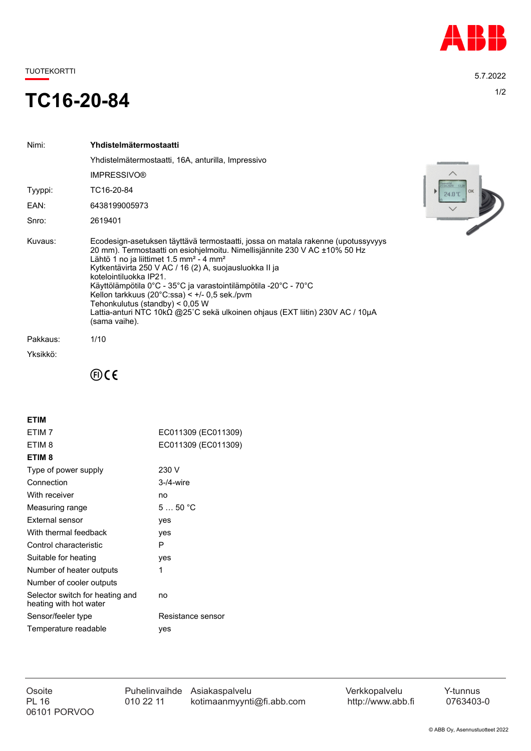TUOTEKORTTI

5.7.2022

# TC16-20-84

| | |
|---|---|
| Nimi: | **Yhdistelmätermostaatti** |
| | Yhdistelmätermostaatti, 16A, anturilla, Impressivo |
| | IMPRESSIVO® |
| Tyyppi: | TC16-20-84 |
| EAN: | 6438199005973 |
| Snro: | 2619401 |
| Kuvaus: | Ecodesign-asetuksen täyttävä termostaatti, jossa on matala rakenne (upotussyvyys 20 mm). Termostaatti on esiohjelmoitu. Nimellisjännite 230 V AC ±10% 50 Hz<br>Lähtö 1 no ja liittimet 1.5 mm² - 4 mm²<br>Kytkentävirta 250 V AC / 16 (2) A, suojausluokka II ja kotelointiluokka IP21.<br>Käyttölämpötila 0°C - 35°C ja varastointilämpötila -20°C - 70°C<br>Kellon tarkkuus (20°C:ssa) < +/- 0,5 sek./pvm<br>Tehonkulutus (standby) < 0,05 W<br>Lattia-anturi NTC 10kΩ @25˚C sekä ulkoinen ohjaus (EXT liitin) 230V AC / 10µA (sama vaihe). |
| Pakkaus: | 1/10 |
| Yksikkö: | |

## ETIM

| | |
|---|---|
| ETIM 7 | EC011309 (EC011309) |
| ETIM 8 | EC011309 (EC011309) |

**ETIM 8**

| | |
|---|---|
| Type of power supply | 230 V |
| Connection | 3-/4-wire |
| With receiver | no |
| Measuring range | 5 … 50 °C |
| External sensor | yes |
| With thermal feedback | yes |
| Control characteristic | P |
| Suitable for heating | yes |
| Number of heater outputs | 1 |
| Number of cooler outputs | |
| Selector switch for heating and heating with hot water | no |
| Sensor/feeler type | Resistance sensor |
| Temperature readable | yes |

| Osoite | Puhelinvaihde | Asiakaspalvelu | Verkkopalvelu | Y-tunnus |
|---|---|---|---|---|
| PL 16<br>06101 PORVOO | 010 22 11 | kotimaanmyynti@fi.abb.com | http://www.abb.fi | 0763403-0 |

© ABB Oy, Asennustuotteet 2022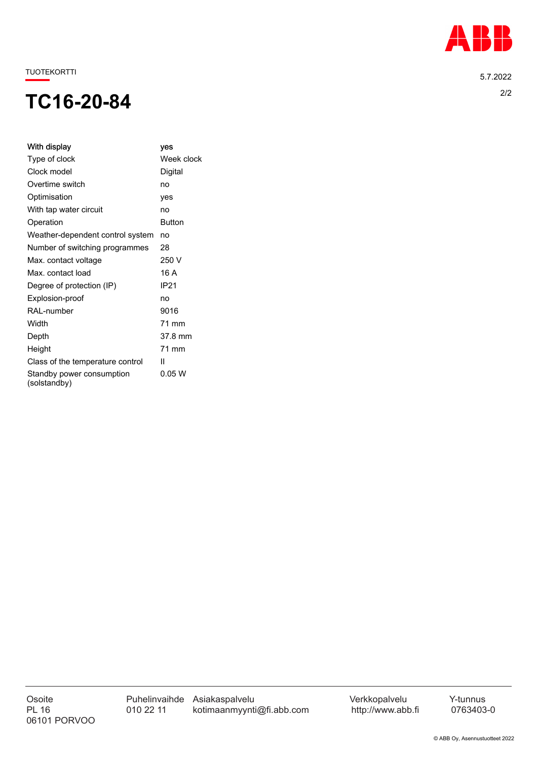TUOTEKORTTI

5.7.2022

# TC16-20-84

| | |
|---|---|
| With display | yes |
| Type of clock | Week clock |
| Clock model | Digital |
| Overtime switch | no |
| Optimisation | yes |
| With tap water circuit | no |
| Operation | Button |
| Weather-dependent control system | no |
| Number of switching programmes | 28 |
| Max. contact voltage | 250 V |
| Max. contact load | 16 A |
| Degree of protection (IP) | IP21 |
| Explosion-proof | no |
| RAL-number | 9016 |
| Width | 71 mm |
| Depth | 37.8 mm |
| Height | 71 mm |
| Class of the temperature control | II |
| Standby power consumption (solstandby) | 0.05 W |

| Osoite | Puhelinvaihde | Asiakaspalvelu | Verkkopalvelu | Y-tunnus |
|---|---|---|---|---|
| PL 16<br>06101 PORVOO | 010 22 11 | kotimaanmyynti@fi.abb.com | http://www.abb.fi | 0763403-0 |

© ABB Oy, Asennustuotteet 2022